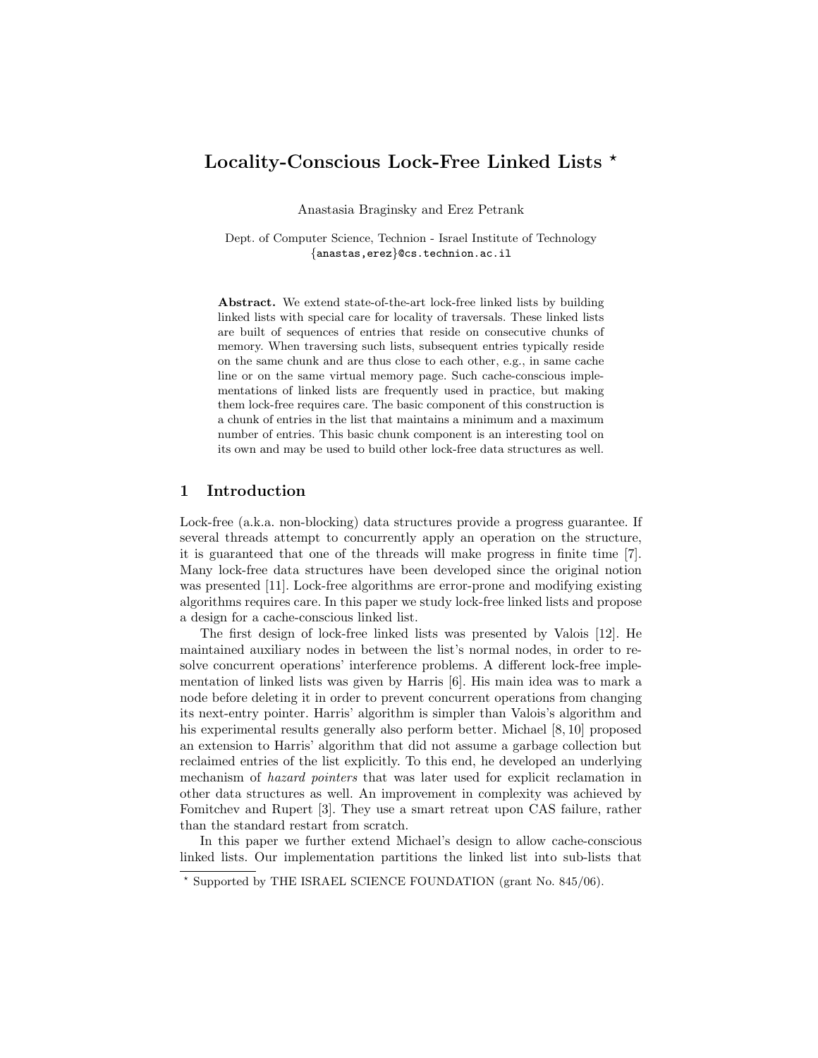# Locality-Conscious Lock-Free Linked Lists ⋆

Anastasia Braginsky and Erez Petrank

Dept. of Computer Science, Technion - Israel Institute of Technology
{anastas,erez}@cs.technion.ac.il

**Abstract.** We extend state-of-the-art lock-free linked lists by building linked lists with special care for locality of traversals. These linked lists are built of sequences of entries that reside on consecutive chunks of memory. When traversing such lists, subsequent entries typically reside on the same chunk and are thus close to each other, e.g., in same cache line or on the same virtual memory page. Such cache-conscious implementations of linked lists are frequently used in practice, but making them lock-free requires care. The basic component of this construction is a chunk of entries in the list that maintains a minimum and a maximum number of entries. This basic chunk component is an interesting tool on its own and may be used to build other lock-free data structures as well.

## 1 Introduction

Lock-free (a.k.a. non-blocking) data structures provide a progress guarantee. If several threads attempt to concurrently apply an operation on the structure, it is guaranteed that one of the threads will make progress in finite time [7]. Many lock-free data structures have been developed since the original notion was presented [11]. Lock-free algorithms are error-prone and modifying existing algorithms requires care. In this paper we study lock-free linked lists and propose a design for a cache-conscious linked list.

The first design of lock-free linked lists was presented by Valois [12]. He maintained auxiliary nodes in between the list's normal nodes, in order to resolve concurrent operations' interference problems. A different lock-free implementation of linked lists was given by Harris [6]. His main idea was to mark a node before deleting it in order to prevent concurrent operations from changing its next-entry pointer. Harris' algorithm is simpler than Valois's algorithm and his experimental results generally also perform better. Michael [8, 10] proposed an extension to Harris' algorithm that did not assume a garbage collection but reclaimed entries of the list explicitly. To this end, he developed an underlying mechanism of *hazard pointers* that was later used for explicit reclamation in other data structures as well. An improvement in complexity was achieved by Fomitchev and Rupert [3]. They use a smart retreat upon CAS failure, rather than the standard restart from scratch.

In this paper we further extend Michael's design to allow cache-conscious linked lists. Our implementation partitions the linked list into sub-lists that

⋆ Supported by THE ISRAEL SCIENCE FOUNDATION (grant No. 845/06).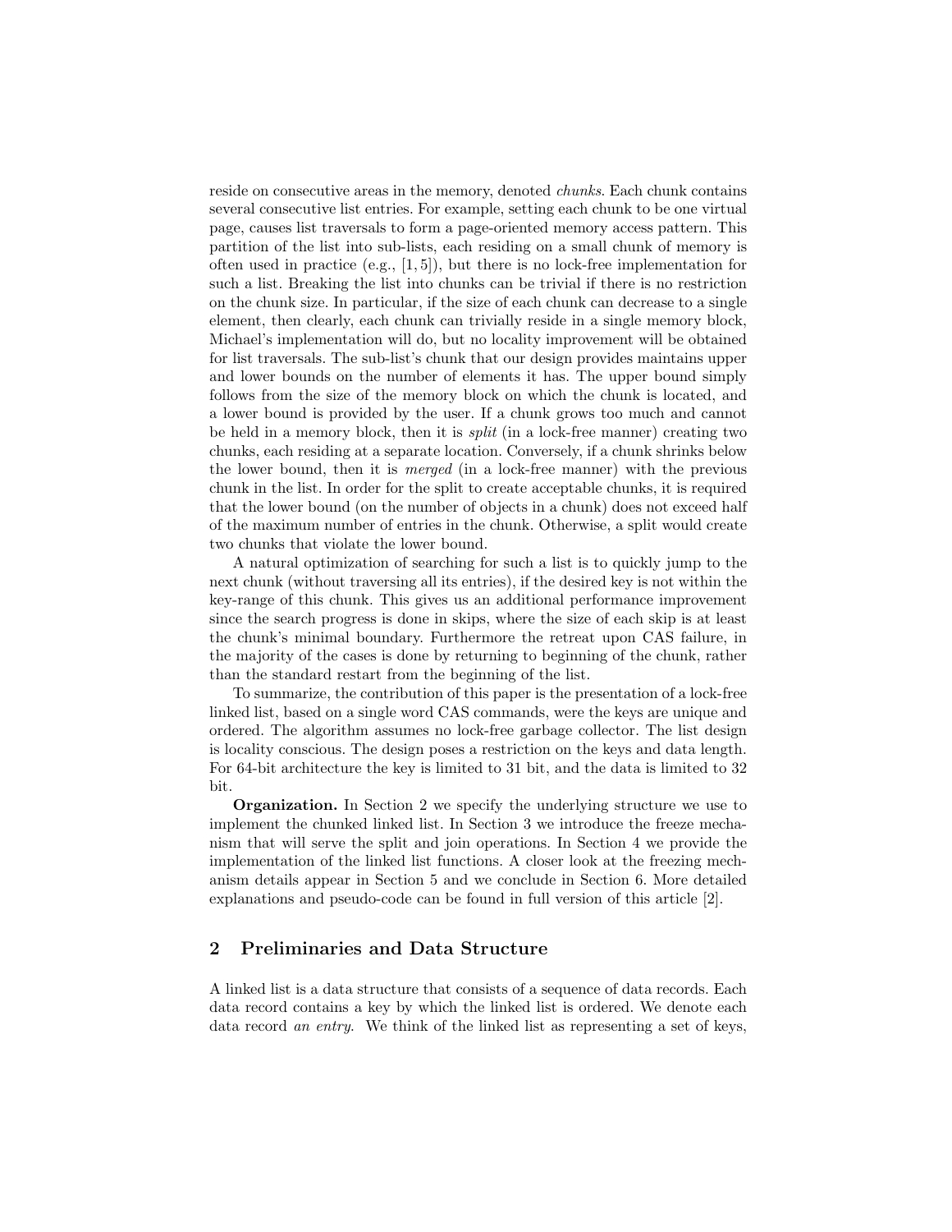reside on consecutive areas in the memory, denoted *chunks*. Each chunk contains several consecutive list entries. For example, setting each chunk to be one virtual page, causes list traversals to form a page-oriented memory access pattern. This partition of the list into sub-lists, each residing on a small chunk of memory is often used in practice (e.g., [1, 5]), but there is no lock-free implementation for such a list. Breaking the list into chunks can be trivial if there is no restriction on the chunk size. In particular, if the size of each chunk can decrease to a single element, then clearly, each chunk can trivially reside in a single memory block, Michael's implementation will do, but no locality improvement will be obtained for list traversals. The sub-list's chunk that our design provides maintains upper and lower bounds on the number of elements it has. The upper bound simply follows from the size of the memory block on which the chunk is located, and a lower bound is provided by the user. If a chunk grows too much and cannot be held in a memory block, then it is *split* (in a lock-free manner) creating two chunks, each residing at a separate location. Conversely, if a chunk shrinks below the lower bound, then it is *merged* (in a lock-free manner) with the previous chunk in the list. In order for the split to create acceptable chunks, it is required that the lower bound (on the number of objects in a chunk) does not exceed half of the maximum number of entries in the chunk. Otherwise, a split would create two chunks that violate the lower bound.

A natural optimization of searching for such a list is to quickly jump to the next chunk (without traversing all its entries), if the desired key is not within the key-range of this chunk. This gives us an additional performance improvement since the search progress is done in skips, where the size of each skip is at least the chunk's minimal boundary. Furthermore the retreat upon CAS failure, in the majority of the cases is done by returning to beginning of the chunk, rather than the standard restart from the beginning of the list.

To summarize, the contribution of this paper is the presentation of a lock-free linked list, based on a single word CAS commands, were the keys are unique and ordered. The algorithm assumes no lock-free garbage collector. The list design is locality conscious. The design poses a restriction on the keys and data length. For 64-bit architecture the key is limited to 31 bit, and the data is limited to 32 bit.

**Organization.** In Section 2 we specify the underlying structure we use to implement the chunked linked list. In Section 3 we introduce the freeze mechanism that will serve the split and join operations. In Section 4 we provide the implementation of the linked list functions. A closer look at the freezing mechanism details appear in Section 5 and we conclude in Section 6. More detailed explanations and pseudo-code can be found in full version of this article [2].

## 2 Preliminaries and Data Structure

A linked list is a data structure that consists of a sequence of data records. Each data record contains a key by which the linked list is ordered. We denote each data record *an entry.* We think of the linked list as representing a set of keys,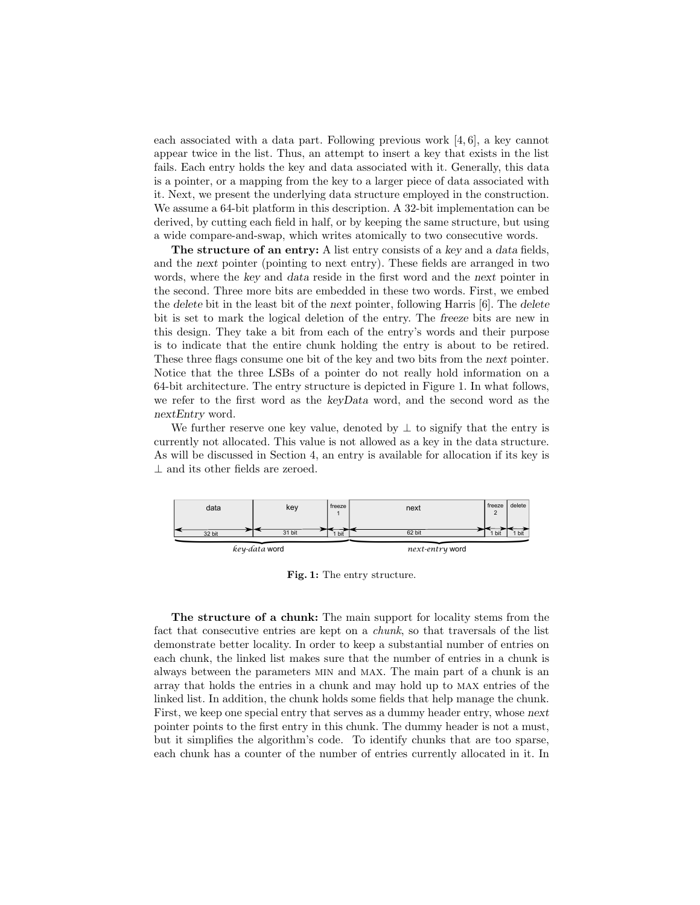each associated with a data part. Following previous work [4, 6], a key cannot appear twice in the list. Thus, an attempt to insert a key that exists in the list fails. Each entry holds the key and data associated with it. Generally, this data is a pointer, or a mapping from the key to a larger piece of data associated with it. Next, we present the underlying data structure employed in the construction. We assume a 64-bit platform in this description. A 32-bit implementation can be derived, by cutting each field in half, or by keeping the same structure, but using a wide compare-and-swap, which writes atomically to two consecutive words.

**The structure of an entry:** A list entry consists of a *key* and a *data* fields, and the *next* pointer (pointing to next entry). These fields are arranged in two words, where the *key* and *data* reside in the first word and the *next* pointer in the second. Three more bits are embedded in these two words. First, we embed the *delete* bit in the least bit of the *next* pointer, following Harris [6]. The *delete* bit is set to mark the logical deletion of the entry. The *freeze* bits are new in this design. They take a bit from each of the entry's words and their purpose is to indicate that the entire chunk holding the entry is about to be retired. These three flags consume one bit of the key and two bits from the *next* pointer. Notice that the three LSBs of a pointer do not really hold information on a 64-bit architecture. The entry structure is depicted in Figure 1. In what follows, we refer to the first word as the *keyData* word, and the second word as the *nextEntry* word.

We further reserve one key value, denoted by $\perp$ to signify that the entry is currently not allocated. This value is not allowed as a key in the data structure. As will be discussed in Section 4, an entry is available for allocation if its key is $\perp$ and its other fields are zeroed.

data
32 bit
key
31 bit
freeze 1
1 bit
next
62 bit
freeze 2
1 bit
delete
1 bit
*key-data* word
*next-entry* word

**Fig. 1:** The entry structure.

**The structure of a chunk:** The main support for locality stems from the fact that consecutive entries are kept on a *chunk*, so that traversals of the list demonstrate better locality. In order to keep a substantial number of entries on each chunk, the linked list makes sure that the number of entries in a chunk is always between the parameters MIN and MAX. The main part of a chunk is an array that holds the entries in a chunk and may hold up to MAX entries of the linked list. In addition, the chunk holds some fields that help manage the chunk. First, we keep one special entry that serves as a dummy header entry, whose *next* pointer points to the first entry in this chunk. The dummy header is not a must, but it simplifies the algorithm's code. To identify chunks that are too sparse, each chunk has a counter of the number of entries currently allocated in it. In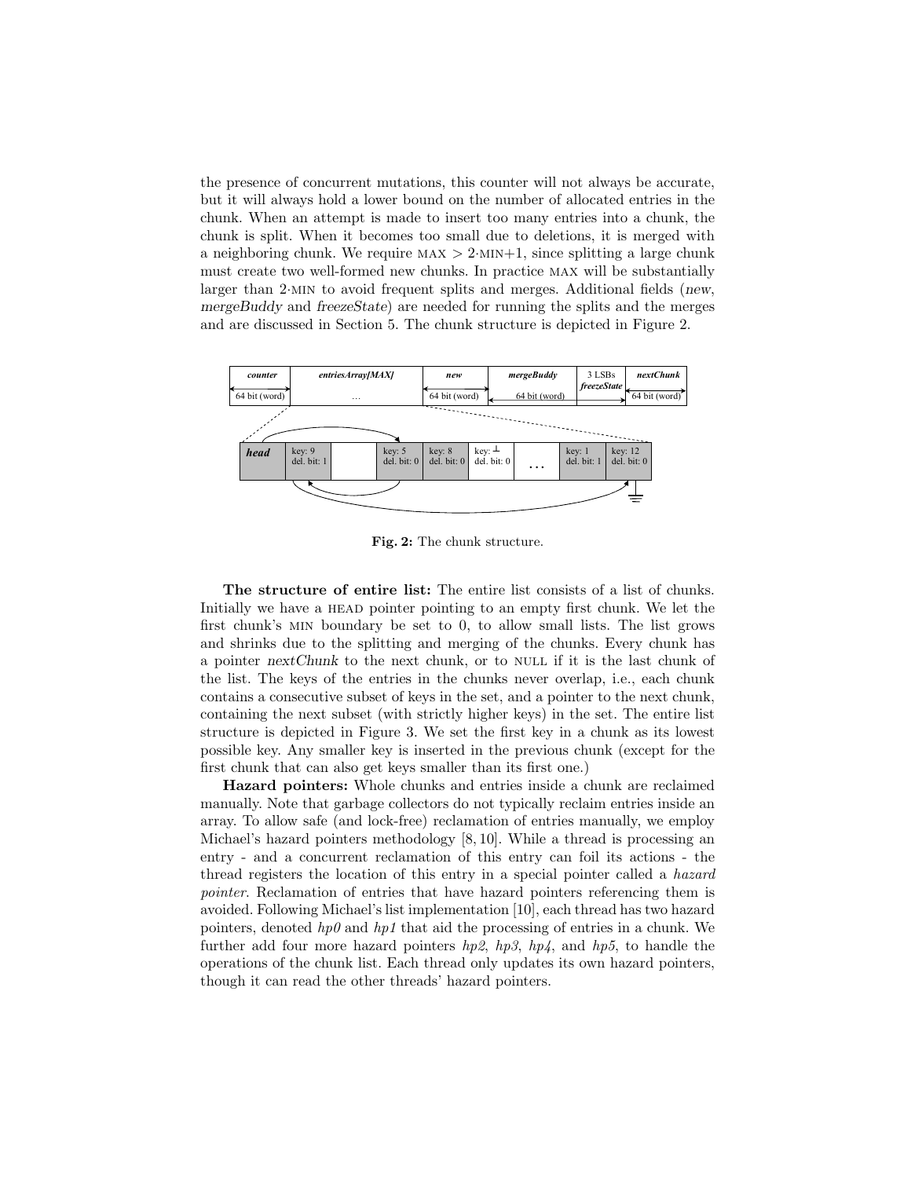the presence of concurrent mutations, this counter will not always be accurate, but it will always hold a lower bound on the number of allocated entries in the chunk. When an attempt is made to insert too many entries into a chunk, the chunk is split. When it becomes too small due to deletions, it is merged with a neighboring chunk. We require MAX $> 2\cdot$MIN$+1$, since splitting a large chunk must create two well-formed new chunks. In practice MAX will be substantially larger than $2\cdot$MIN to avoid frequent splits and merges. Additional fields (*new*, *mergeBuddy* and *freezeState*) are needed for running the splits and the merges and are discussed in Section 5. The chunk structure is depicted in Figure 2.

counter
64 bit (word)
entriesArray[MAX]
…
new
64 bit (word)
mergeBuddy
64 bit (word)
3 LSBs
freezeState
nextChunk
64 bit (word)
head
key: 9
del. bit: 1
key: 5
del. bit: 0
key: 8
del. bit: 0
key: ⊥
del. bit: 0
…
key: 1
del. bit: 1
key: 12
del. bit: 0

**Fig. 2:** The chunk structure.

**The structure of entire list:** The entire list consists of a list of chunks. Initially we have a HEAD pointer pointing to an empty first chunk. We let the first chunk's MIN boundary be set to 0, to allow small lists. The list grows and shrinks due to the splitting and merging of the chunks. Every chunk has a pointer *nextChunk* to the next chunk, or to NULL if it is the last chunk of the list. The keys of the entries in the chunks never overlap, i.e., each chunk contains a consecutive subset of keys in the set, and a pointer to the next chunk, containing the next subset (with strictly higher keys) in the set. The entire list structure is depicted in Figure 3. We set the first key in a chunk as its lowest possible key. Any smaller key is inserted in the previous chunk (except for the first chunk that can also get keys smaller than its first one.)

**Hazard pointers:** Whole chunks and entries inside a chunk are reclaimed manually. Note that garbage collectors do not typically reclaim entries inside an array. To allow safe (and lock-free) reclamation of entries manually, we employ Michael's hazard pointers methodology [8, 10]. While a thread is processing an entry - and a concurrent reclamation of this entry can foil its actions - the thread registers the location of this entry in a special pointer called a *hazard pointer*. Reclamation of entries that have hazard pointers referencing them is avoided. Following Michael's list implementation [10], each thread has two hazard pointers, denoted *hp0* and *hp1* that aid the processing of entries in a chunk. We further add four more hazard pointers *hp2*, *hp3*, *hp4*, and *hp5*, to handle the operations of the chunk list. Each thread only updates its own hazard pointers, though it can read the other threads' hazard pointers.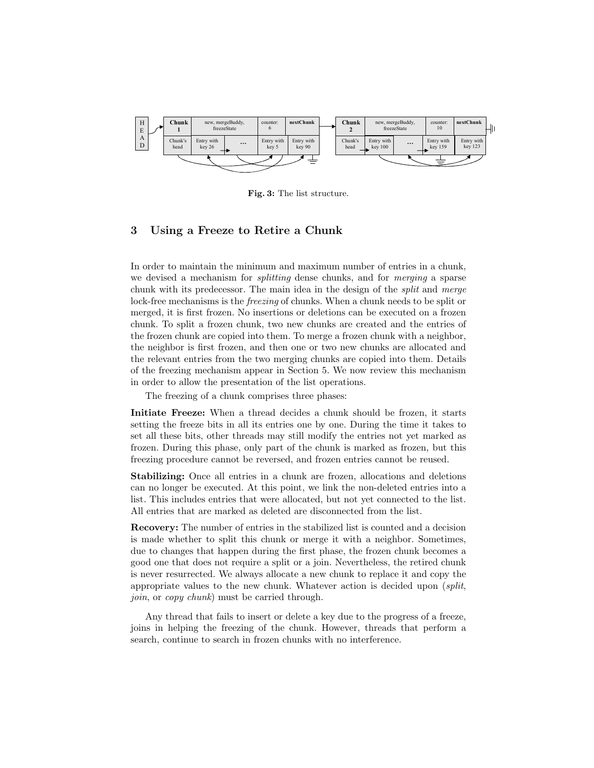HEAD

Chunk 1 | new, mergeBuddy, freezeState | counter: 6 | nextChunk

Chunk's head | Entry with key 26 | ... | Entry with key 5 | Entry with key 90

Chunk 2 | new, mergeBuddy, freezeState | counter: 10 | nextChunk

Chunk's head | Entry with key 100 | ... | Entry with key 159 | Entry with key 123

**Fig. 3:** The list structure.

## 3 Using a Freeze to Retire a Chunk

In order to maintain the minimum and maximum number of entries in a chunk, we devised a mechanism for *splitting* dense chunks, and for *merging* a sparse chunk with its predecessor. The main idea in the design of the *split* and *merge* lock-free mechanisms is the *freezing* of chunks. When a chunk needs to be split or merged, it is first frozen. No insertions or deletions can be executed on a frozen chunk. To split a frozen chunk, two new chunks are created and the entries of the frozen chunk are copied into them. To merge a frozen chunk with a neighbor, the neighbor is first frozen, and then one or two new chunks are allocated and the relevant entries from the two merging chunks are copied into them. Details of the freezing mechanism appear in Section 5. We now review this mechanism in order to allow the presentation of the list operations.

The freezing of a chunk comprises three phases:

**Initiate Freeze:** When a thread decides a chunk should be frozen, it starts setting the freeze bits in all its entries one by one. During the time it takes to set all these bits, other threads may still modify the entries not yet marked as frozen. During this phase, only part of the chunk is marked as frozen, but this freezing procedure cannot be reversed, and frozen entries cannot be reused.

**Stabilizing:** Once all entries in a chunk are frozen, allocations and deletions can no longer be executed. At this point, we link the non-deleted entries into a list. This includes entries that were allocated, but not yet connected to the list. All entries that are marked as deleted are disconnected from the list.

**Recovery:** The number of entries in the stabilized list is counted and a decision is made whether to split this chunk or merge it with a neighbor. Sometimes, due to changes that happen during the first phase, the frozen chunk becomes a good one that does not require a split or a join. Nevertheless, the retired chunk is never resurrected. We always allocate a new chunk to replace it and copy the appropriate values to the new chunk. Whatever action is decided upon (*split*, *join*, or *copy chunk*) must be carried through.

Any thread that fails to insert or delete a key due to the progress of a freeze, joins in helping the freezing of the chunk. However, threads that perform a search, continue to search in frozen chunks with no interference.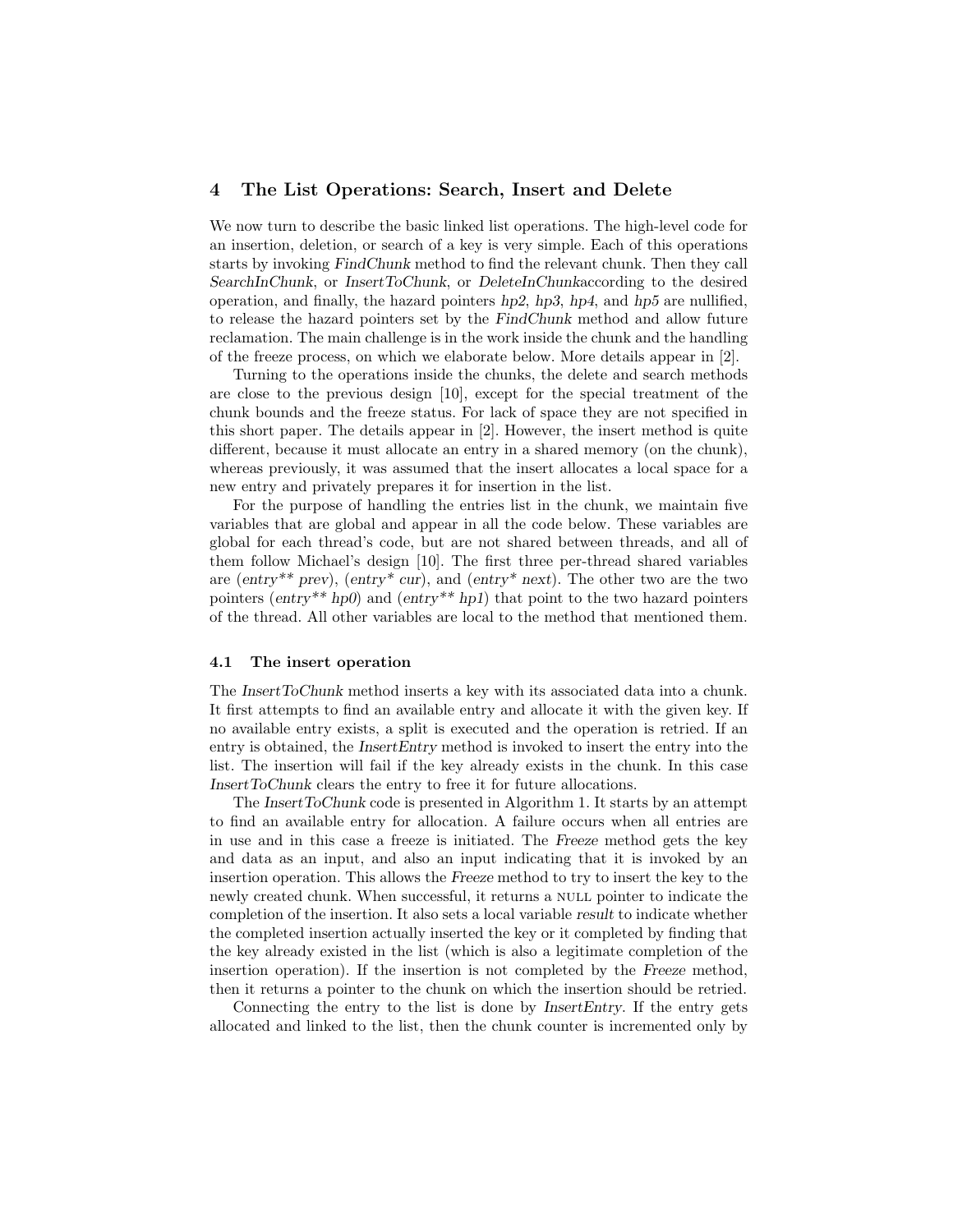## 4 The List Operations: Search, Insert and Delete

We now turn to describe the basic linked list operations. The high-level code for an insertion, deletion, or search of a key is very simple. Each of this operations starts by invoking *FindChunk* method to find the relevant chunk. Then they call *SearchInChunk*, or *InsertToChunk*, or *DeleteInChunk*according to the desired operation, and finally, the hazard pointers *hp2*, *hp3*, *hp4*, and *hp5* are nullified, to release the hazard pointers set by the *FindChunk* method and allow future reclamation. The main challenge is in the work inside the chunk and the handling of the freeze process, on which we elaborate below. More details appear in [2].

Turning to the operations inside the chunks, the delete and search methods are close to the previous design [10], except for the special treatment of the chunk bounds and the freeze status. For lack of space they are not specified in this short paper. The details appear in [2]. However, the insert method is quite different, because it must allocate an entry in a shared memory (on the chunk), whereas previously, it was assumed that the insert allocates a local space for a new entry and privately prepares it for insertion in the list.

For the purpose of handling the entries list in the chunk, we maintain five variables that are global and appear in all the code below. These variables are global for each thread's code, but are not shared between threads, and all of them follow Michael's design [10]. The first three per-thread shared variables are (*entry** prev*), (*entry* cur*), and (*entry* next*). The other two are the two pointers (*entry** hp0*) and (*entry** hp1*) that point to the two hazard pointers of the thread. All other variables are local to the method that mentioned them.

### 4.1 The insert operation

The *InsertToChunk* method inserts a key with its associated data into a chunk. It first attempts to find an available entry and allocate it with the given key. If no available entry exists, a split is executed and the operation is retried. If an entry is obtained, the *InsertEntry* method is invoked to insert the entry into the list. The insertion will fail if the key already exists in the chunk. In this case *InsertToChunk* clears the entry to free it for future allocations.

The *InsertToChunk* code is presented in Algorithm 1. It starts by an attempt to find an available entry for allocation. A failure occurs when all entries are in use and in this case a freeze is initiated. The *Freeze* method gets the key and data as an input, and also an input indicating that it is invoked by an insertion operation. This allows the *Freeze* method to try to insert the key to the newly created chunk. When successful, it returns a NULL pointer to indicate the completion of the insertion. It also sets a local variable *result* to indicate whether the completed insertion actually inserted the key or it completed by finding that the key already existed in the list (which is also a legitimate completion of the insertion operation). If the insertion is not completed by the *Freeze* method, then it returns a pointer to the chunk on which the insertion should be retried.

Connecting the entry to the list is done by *InsertEntry*. If the entry gets allocated and linked to the list, then the chunk counter is incremented only by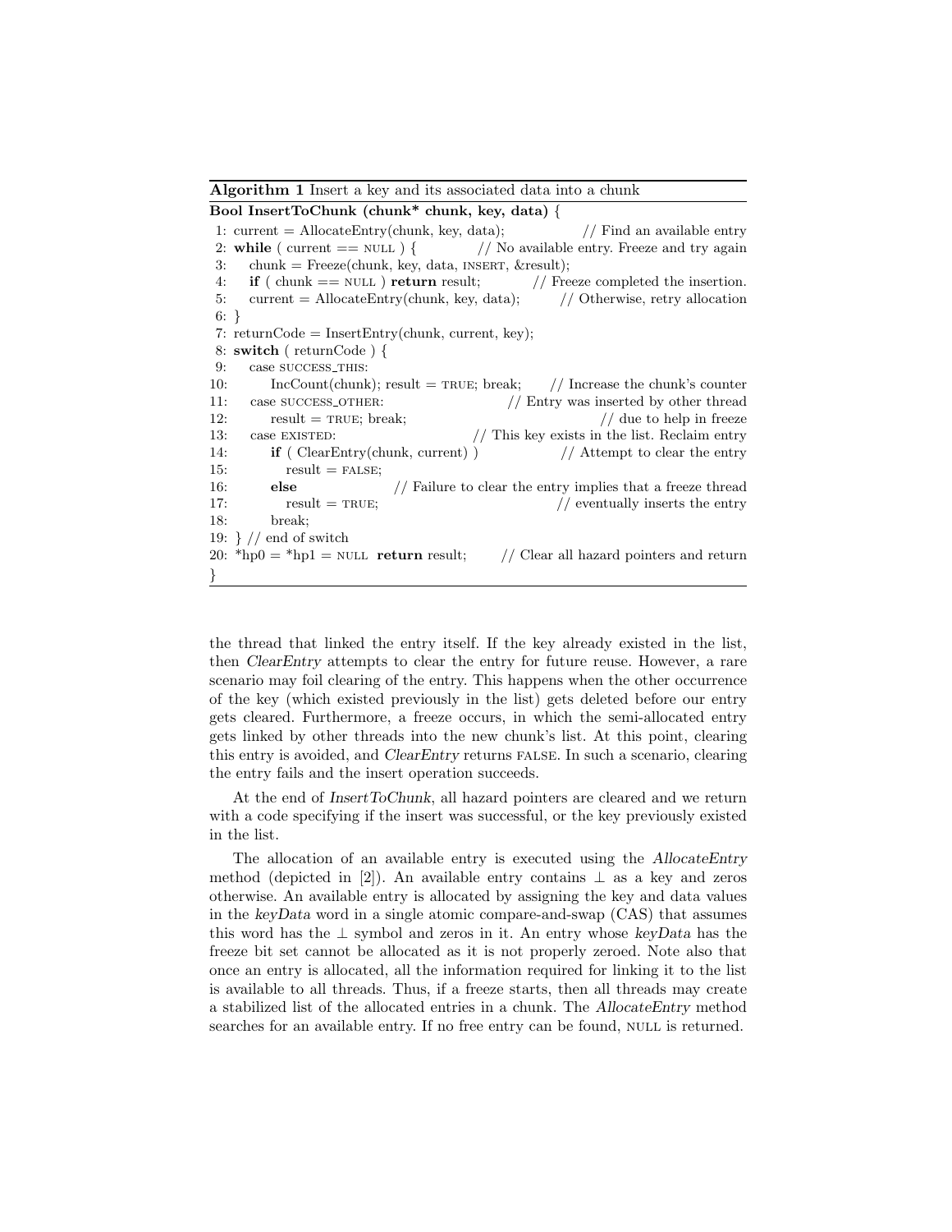**Algorithm 1** Insert a key and its associated data into a chunk

```
Bool InsertToChunk (chunk* chunk, key, data) {
 1: current = AllocateEntry(chunk, key, data);              // Find an available entry
 2: while ( current == NULL ) {              // No available entry. Freeze and try again
 3:    chunk = Freeze(chunk, key, data, INSERT, &result);
 4:    if ( chunk == NULL ) return result;          // Freeze completed the insertion.
 5:    current = AllocateEntry(chunk, key, data);        // Otherwise, retry allocation
 6: }
 7: returnCode = InsertEntry(chunk, current, key);
 8: switch ( returnCode ) {
 9:    case SUCCESS_THIS:
10:       IncCount(chunk); result = TRUE; break;     // Increase the chunk's counter
11:    case SUCCESS_OTHER:                     // Entry was inserted by other thread
12:       result = TRUE; break;                                // due to help in freeze
13:    case EXISTED:                       // This key exists in the list. Reclaim entry
14:       if ( ClearEntry(chunk, current) )              // Attempt to clear the entry
15:          result = FALSE;
16:       else             // Failure to clear the entry implies that a freeze thread
17:          result = TRUE;                           // eventually inserts the entry
18:       break;
19: } // end of switch
20: *hp0 = *hp1 = NULL  return result;       // Clear all hazard pointers and return
}
```

the thread that linked the entry itself. If the key already existed in the list, then *ClearEntry* attempts to clear the entry for future reuse. However, a rare scenario may foil clearing of the entry. This happens when the other occurrence of the key (which existed previously in the list) gets deleted before our entry gets cleared. Furthermore, a freeze occurs, in which the semi-allocated entry gets linked by other threads into the new chunk's list. At this point, clearing this entry is avoided, and *ClearEntry* returns FALSE. In such a scenario, clearing the entry fails and the insert operation succeeds.

At the end of *InsertToChunk*, all hazard pointers are cleared and we return with a code specifying if the insert was successful, or the key previously existed in the list.

The allocation of an available entry is executed using the *AllocateEntry* method (depicted in [2]). An available entry contains $\perp$ as a key and zeros otherwise. An available entry is allocated by assigning the key and data values in the *keyData* word in a single atomic compare-and-swap (CAS) that assumes this word has the $\perp$ symbol and zeros in it. An entry whose *keyData* has the freeze bit set cannot be allocated as it is not properly zeroed. Note also that once an entry is allocated, all the information required for linking it to the list is available to all threads. Thus, if a freeze starts, then all threads may create a stabilized list of the allocated entries in a chunk. The *AllocateEntry* method searches for an available entry. If no free entry can be found, NULL is returned.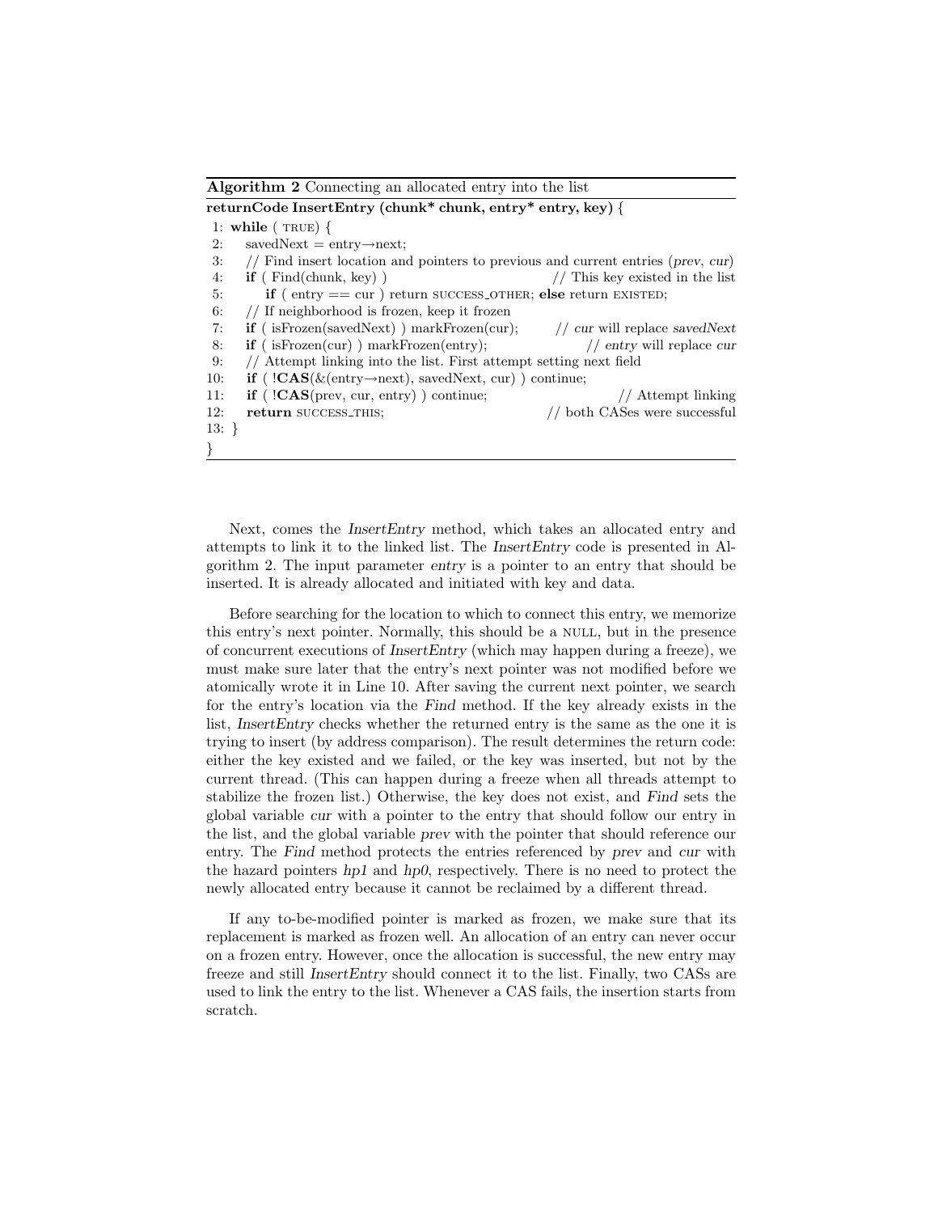**Algorithm 2** Connecting an allocated entry into the list

```
returnCode InsertEntry (chunk* chunk, entry* entry, key) {
 1: while ( TRUE) {
 2:    savedNext = entry→next;
 3:    // Find insert location and pointers to previous and current entries (prev, cur)
 4:    if ( Find(chunk, key) )                              // This key existed in the list
 5:       if ( entry == cur ) return SUCCESS_OTHER; else return EXISTED;
 6:    // If neighborhood is frozen, keep it frozen
 7:    if ( isFrozen(savedNext) ) markFrozen(cur);        // cur will replace savedNext
 8:    if ( isFrozen(cur) ) markFrozen(entry);                  // entry will replace cur
 9:    // Attempt linking into the list. First attempt setting next field
10:    if ( !CAS(&(entry→next), savedNext, cur) ) continue;
11:    if ( !CAS(prev, cur, entry) ) continue;                        // Attempt linking
12:    return SUCCESS_THIS;                                 // both CASes were successful
13: }
}
```

Next, comes the *InsertEntry* method, which takes an allocated entry and attempts to link it to the linked list. The *InsertEntry* code is presented in Algorithm 2. The input parameter *entry* is a pointer to an entry that should be inserted. It is already allocated and initiated with key and data.

Before searching for the location to which to connect this entry, we memorize this entry's next pointer. Normally, this should be a NULL, but in the presence of concurrent executions of *InsertEntry* (which may happen during a freeze), we must make sure later that the entry's next pointer was not modified before we atomically wrote it in Line 10. After saving the current next pointer, we search for the entry's location via the *Find* method. If the key already exists in the list, *InsertEntry* checks whether the returned entry is the same as the one it is trying to insert (by address comparison). The result determines the return code: either the key existed and we failed, or the key was inserted, but not by the current thread. (This can happen during a freeze when all threads attempt to stabilize the frozen list.) Otherwise, the key does not exist, and *Find* sets the global variable *cur* with a pointer to the entry that should follow our entry in the list, and the global variable *prev* with the pointer that should reference our entry. The *Find* method protects the entries referenced by *prev* and *cur* with the hazard pointers *hp1* and *hp0*, respectively. There is no need to protect the newly allocated entry because it cannot be reclaimed by a different thread.

If any to-be-modified pointer is marked as frozen, we make sure that its replacement is marked as frozen well. An allocation of an entry can never occur on a frozen entry. However, once the allocation is successful, the new entry may freeze and still *InsertEntry* should connect it to the list. Finally, two CASs are used to link the entry to the list. Whenever a CAS fails, the insertion starts from scratch.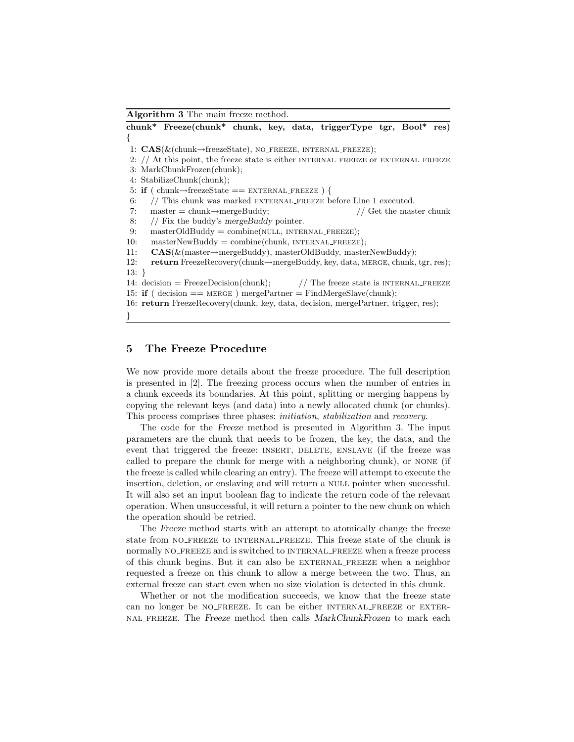**Algorithm 3** The main freeze method.

```
chunk* Freeze(chunk* chunk, key, data, triggerType tgr, Bool* res)
{
 1: CAS(&(chunk→freezeState), NO_FREEZE, INTERNAL_FREEZE);
 2: // At this point, the freeze state is either INTERNAL_FREEZE or EXTERNAL_FREEZE
 3: MarkChunkFrozen(chunk);
 4: StabilizeChunk(chunk);
 5: if ( chunk→freezeState == EXTERNAL_FREEZE ) {
 6:    // This chunk was marked EXTERNAL_FREEZE before Line 1 executed.
 7:    master = chunk→mergeBuddy;                        // Get the master chunk
 8:    // Fix the buddy's mergeBuddy pointer.
 9:    masterOldBuddy = combine(NULL, INTERNAL_FREEZE);
10:    masterNewBuddy = combine(chunk, INTERNAL_FREEZE);
11:    CAS(&(master→mergeBuddy), masterOldBuddy, masterNewBuddy);
12:    return FreezeRecovery(chunk→mergeBuddy, key, data, MERGE, chunk, tgr, res);
13: }
14: decision = FreezeDecision(chunk);         // The freeze state is INTERNAL_FREEZE
15: if ( decision == MERGE ) mergePartner = FindMergeSlave(chunk);
16: return FreezeRecovery(chunk, key, data, decision, mergePartner, trigger, res);
}
```

## 5 The Freeze Procedure

We now provide more details about the freeze procedure. The full description is presented in [2]. The freezing process occurs when the number of entries in a chunk exceeds its boundaries. At this point, splitting or merging happens by copying the relevant keys (and data) into a newly allocated chunk (or chunks). This process comprises three phases: *initiation*, *stabilization* and *recovery*.

The code for the *Freeze* method is presented in Algorithm 3. The input parameters are the chunk that needs to be frozen, the key, the data, and the event that triggered the freeze: INSERT, DELETE, ENSLAVE (if the freeze was called to prepare the chunk for merge with a neighboring chunk), or NONE (if the freeze is called while clearing an entry). The freeze will attempt to execute the insertion, deletion, or enslaving and will return a NULL pointer when successful. It will also set an input boolean flag to indicate the return code of the relevant operation. When unsuccessful, it will return a pointer to the new chunk on which the operation should be retried.

The *Freeze* method starts with an attempt to atomically change the freeze state from NO_FREEZE to INTERNAL_FREEZE. This freeze state of the chunk is normally NO_FREEZE and is switched to INTERNAL_FREEZE when a freeze process of this chunk begins. But it can also be EXTERNAL_FREEZE when a neighbor requested a freeze on this chunk to allow a merge between the two. Thus, an external freeze can start even when no size violation is detected in this chunk.

Whether or not the modification succeeds, we know that the freeze state can no longer be NO_FREEZE. It can be either INTERNAL_FREEZE or EXTERNAL_FREEZE. The *Freeze* method then calls *MarkChunkFrozen* to mark each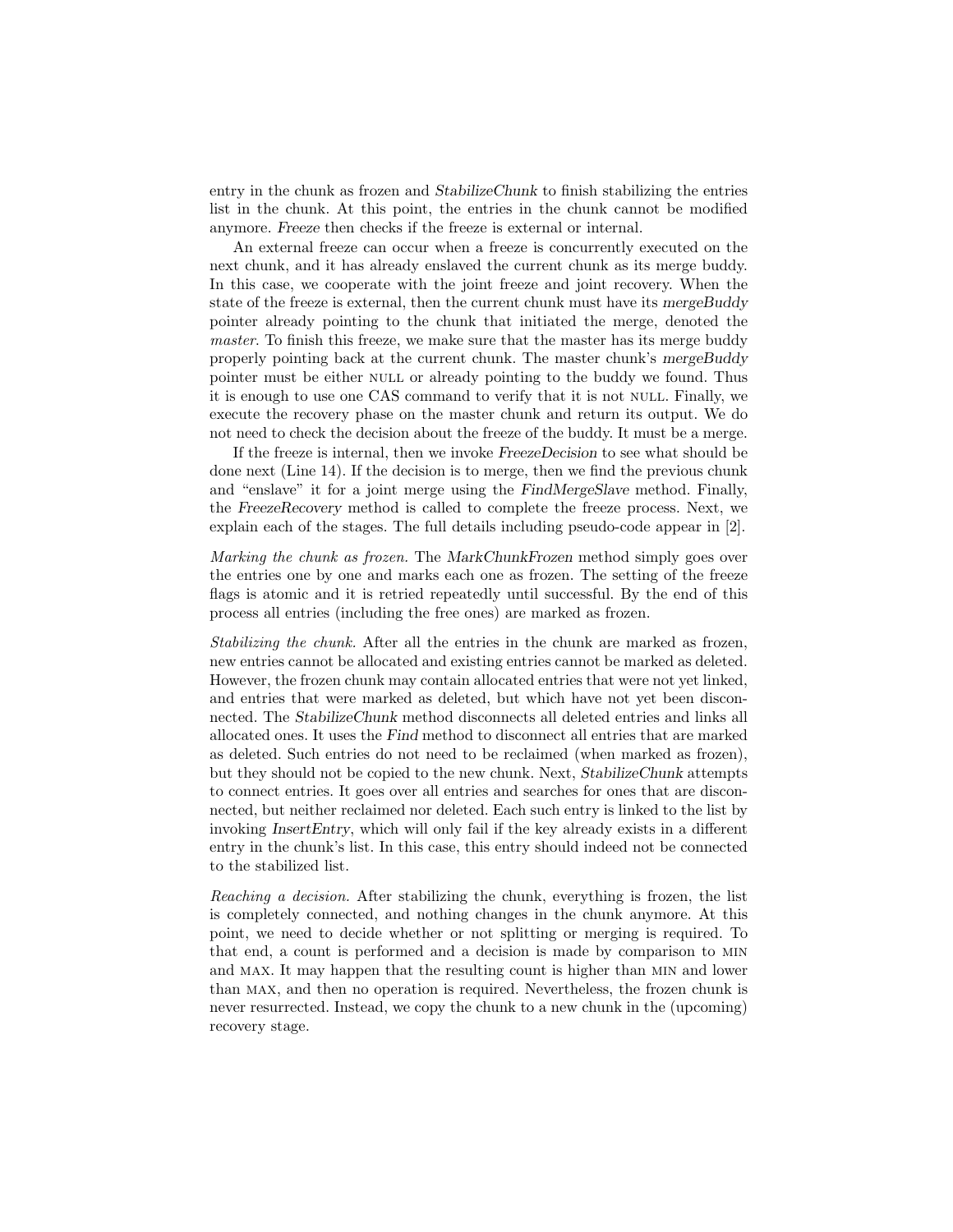entry in the chunk as frozen and *StabilizeChunk* to finish stabilizing the entries list in the chunk. At this point, the entries in the chunk cannot be modified anymore. *Freeze* then checks if the freeze is external or internal.

An external freeze can occur when a freeze is concurrently executed on the next chunk, and it has already enslaved the current chunk as its merge buddy. In this case, we cooperate with the joint freeze and joint recovery. When the state of the freeze is external, then the current chunk must have its *mergeBuddy* pointer already pointing to the chunk that initiated the merge, denoted the *master*. To finish this freeze, we make sure that the master has its merge buddy properly pointing back at the current chunk. The master chunk's *mergeBuddy* pointer must be either NULL or already pointing to the buddy we found. Thus it is enough to use one CAS command to verify that it is not NULL. Finally, we execute the recovery phase on the master chunk and return its output. We do not need to check the decision about the freeze of the buddy. It must be a merge.

If the freeze is internal, then we invoke *FreezeDecision* to see what should be done next (Line 14). If the decision is to merge, then we find the previous chunk and "enslave" it for a joint merge using the *FindMergeSlave* method. Finally, the *FreezeRecovery* method is called to complete the freeze process. Next, we explain each of the stages. The full details including pseudo-code appear in [2].

*Marking the chunk as frozen.* The *MarkChunkFrozen* method simply goes over the entries one by one and marks each one as frozen. The setting of the freeze flags is atomic and it is retried repeatedly until successful. By the end of this process all entries (including the free ones) are marked as frozen.

*Stabilizing the chunk.* After all the entries in the chunk are marked as frozen, new entries cannot be allocated and existing entries cannot be marked as deleted. However, the frozen chunk may contain allocated entries that were not yet linked, and entries that were marked as deleted, but which have not yet been disconnected. The *StabilizeChunk* method disconnects all deleted entries and links all allocated ones. It uses the *Find* method to disconnect all entries that are marked as deleted. Such entries do not need to be reclaimed (when marked as frozen), but they should not be copied to the new chunk. Next, *StabilizeChunk* attempts to connect entries. It goes over all entries and searches for ones that are disconnected, but neither reclaimed nor deleted. Each such entry is linked to the list by invoking *InsertEntry*, which will only fail if the key already exists in a different entry in the chunk's list. In this case, this entry should indeed not be connected to the stabilized list.

*Reaching a decision.* After stabilizing the chunk, everything is frozen, the list is completely connected, and nothing changes in the chunk anymore. At this point, we need to decide whether or not splitting or merging is required. To that end, a count is performed and a decision is made by comparison to MIN and MAX. It may happen that the resulting count is higher than MIN and lower than MAX, and then no operation is required. Nevertheless, the frozen chunk is never resurrected. Instead, we copy the chunk to a new chunk in the (upcoming) recovery stage.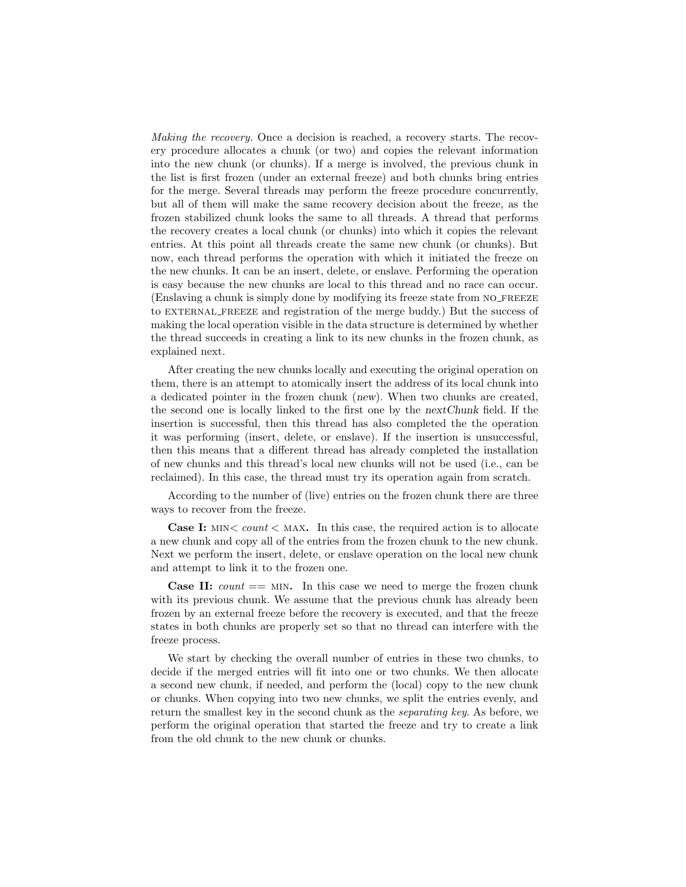*Making the recovery.* Once a decision is reached, a recovery starts. The recovery procedure allocates a chunk (or two) and copies the relevant information into the new chunk (or chunks). If a merge is involved, the previous chunk in the list is first frozen (under an external freeze) and both chunks bring entries for the merge. Several threads may perform the freeze procedure concurrently, but all of them will make the same recovery decision about the freeze, as the frozen stabilized chunk looks the same to all threads. A thread that performs the recovery creates a local chunk (or chunks) into which it copies the relevant entries. At this point all threads create the same new chunk (or chunks). But now, each thread performs the operation with which it initiated the freeze on the new chunks. It can be an insert, delete, or enslave. Performing the operation is easy because the new chunks are local to this thread and no race can occur. (Enslaving a chunk is simply done by modifying its freeze state from NO_FREEZE to EXTERNAL_FREEZE and registration of the merge buddy.) But the success of making the local operation visible in the data structure is determined by whether the thread succeeds in creating a link to its new chunks in the frozen chunk, as explained next.

After creating the new chunks locally and executing the original operation on them, there is an attempt to atomically insert the address of its local chunk into a dedicated pointer in the frozen chunk (*new*). When two chunks are created, the second one is locally linked to the first one by the *nextChunk* field. If the insertion is successful, then this thread has also completed the the operation it was performing (insert, delete, or enslave). If the insertion is unsuccessful, then this means that a different thread has already completed the installation of new chunks and this thread's local new chunks will not be used (i.e., can be reclaimed). In this case, the thread must try its operation again from scratch.

According to the number of (live) entries on the frozen chunk there are three ways to recover from the freeze.

**Case I:** MIN$<$ *count* $<$ MAX**.** In this case, the required action is to allocate a new chunk and copy all of the entries from the frozen chunk to the new chunk. Next we perform the insert, delete, or enslave operation on the local new chunk and attempt to link it to the frozen one.

**Case II:** *count* $==$ MIN**.** In this case we need to merge the frozen chunk with its previous chunk. We assume that the previous chunk has already been frozen by an external freeze before the recovery is executed, and that the freeze states in both chunks are properly set so that no thread can interfere with the freeze process.

We start by checking the overall number of entries in these two chunks, to decide if the merged entries will fit into one or two chunks. We then allocate a second new chunk, if needed, and perform the (local) copy to the new chunk or chunks. When copying into two new chunks, we split the entries evenly, and return the smallest key in the second chunk as the *separating key*. As before, we perform the original operation that started the freeze and try to create a link from the old chunk to the new chunk or chunks.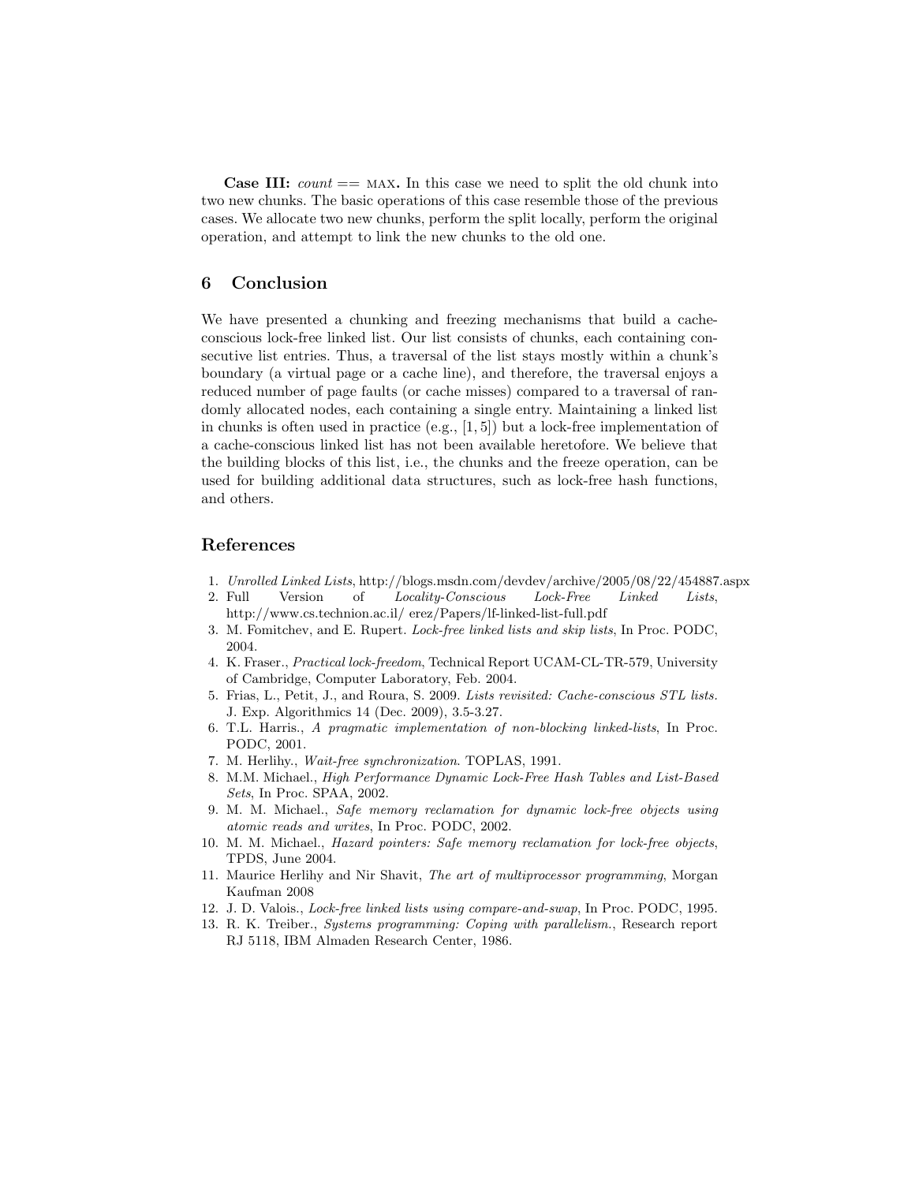**Case III:** *count* == MAX**.** In this case we need to split the old chunk into two new chunks. The basic operations of this case resemble those of the previous cases. We allocate two new chunks, perform the split locally, perform the original operation, and attempt to link the new chunks to the old one.

## 6 Conclusion

We have presented a chunking and freezing mechanisms that build a cache-conscious lock-free linked list. Our list consists of chunks, each containing consecutive list entries. Thus, a traversal of the list stays mostly within a chunk's boundary (a virtual page or a cache line), and therefore, the traversal enjoys a reduced number of page faults (or cache misses) compared to a traversal of randomly allocated nodes, each containing a single entry. Maintaining a linked list in chunks is often used in practice (e.g., [1, 5]) but a lock-free implementation of a cache-conscious linked list has not been available heretofore. We believe that the building blocks of this list, i.e., the chunks and the freeze operation, can be used for building additional data structures, such as lock-free hash functions, and others.

## References

1. *Unrolled Linked Lists*, http://blogs.msdn.com/devdev/archive/2005/08/22/454887.aspx
2. Full Version of *Locality-Conscious Lock-Free Linked Lists*, http://www.cs.technion.ac.il/ erez/Papers/lf-linked-list-full.pdf
3. M. Fomitchev, and E. Rupert. *Lock-free linked lists and skip lists*, In Proc. PODC, 2004.
4. K. Fraser., *Practical lock-freedom*, Technical Report UCAM-CL-TR-579, University of Cambridge, Computer Laboratory, Feb. 2004.
5. Frias, L., Petit, J., and Roura, S. 2009. *Lists revisited: Cache-conscious STL lists.* J. Exp. Algorithmics 14 (Dec. 2009), 3.5-3.27.
6. T.L. Harris., *A pragmatic implementation of non-blocking linked-lists*, In Proc. PODC, 2001.
7. M. Herlihy., *Wait-free synchronization*. TOPLAS, 1991.
8. M.M. Michael., *High Performance Dynamic Lock-Free Hash Tables and List-Based Sets*, In Proc. SPAA, 2002.
9. M. M. Michael., *Safe memory reclamation for dynamic lock-free objects using atomic reads and writes*, In Proc. PODC, 2002.
10. M. M. Michael., *Hazard pointers: Safe memory reclamation for lock-free objects*, TPDS, June 2004.
11. Maurice Herlihy and Nir Shavit, *The art of multiprocessor programming*, Morgan Kaufman 2008
12. J. D. Valois., *Lock-free linked lists using compare-and-swap*, In Proc. PODC, 1995.
13. R. K. Treiber., *Systems programming: Coping with parallelism.*, Research report RJ 5118, IBM Almaden Research Center, 1986.